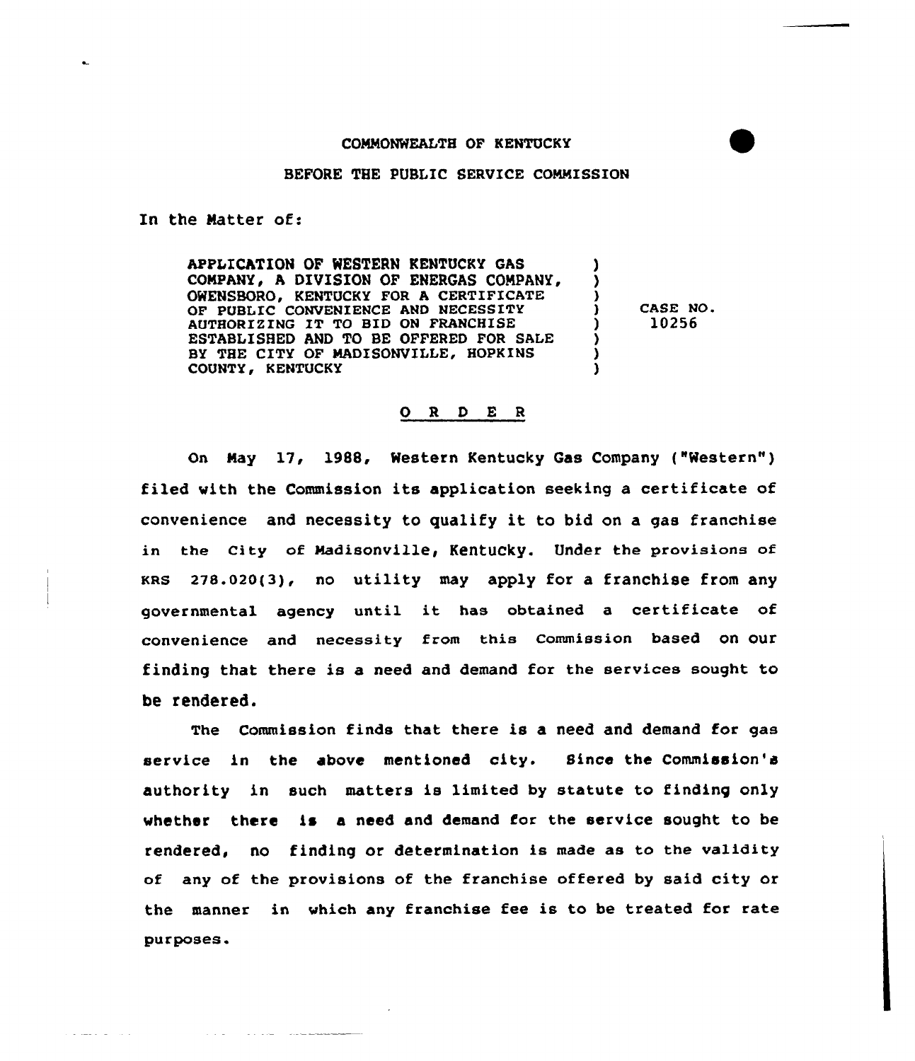COMMONWEALTH OF KENTUCKY

BEFORE THE PUBLIC SERVICE COMMISSION

In the Matter of:

| | | |
|---|---|---|
| APPLICATION OF WESTERN KENTUCKY GAS COMPANY, A DIVISION OF ENERGAS COMPANY, OWENSBORO, KENTUCKY FOR A CERTIFICATE OF PUBLIC CONVENIENCE AND NECESSITY AUTHORIZING IT TO BID ON FRANCHISE ESTABLISHED AND TO BE OFFERED FOR SALE BY THE CITY OF MADISONVILLE, HOPKINS COUNTY, KENTUCKY | ) ) ) ) ) ) ) ) | CASE NO. 10256 |

## O R D E R

On May 17, 1988, Western Kentucky Gas Company ("Western") filed with the Commission its application seeking a certificate of convenience and necessity to qualify it to bid on a gas franchise in the City of Madisonville, Kentucky. Under the provisions of KRS 278.020(3), no utility may apply for a franchise from any governmental agency until it has obtained a certificate of convenience and necessity from this Commission based on our finding that there is a need and demand for the services sought to be rendered.

The Commission finds that there is a need and demand for gas service in the above mentioned city. Since the Commission's authority in such matters is limited by statute to finding only whether there is a need and demand for the service sought to be rendered, no finding or determination is made as to the validity of any of the provisions of the franchise offered by said city or the manner in which any franchise fee is to be treated for rate purposes.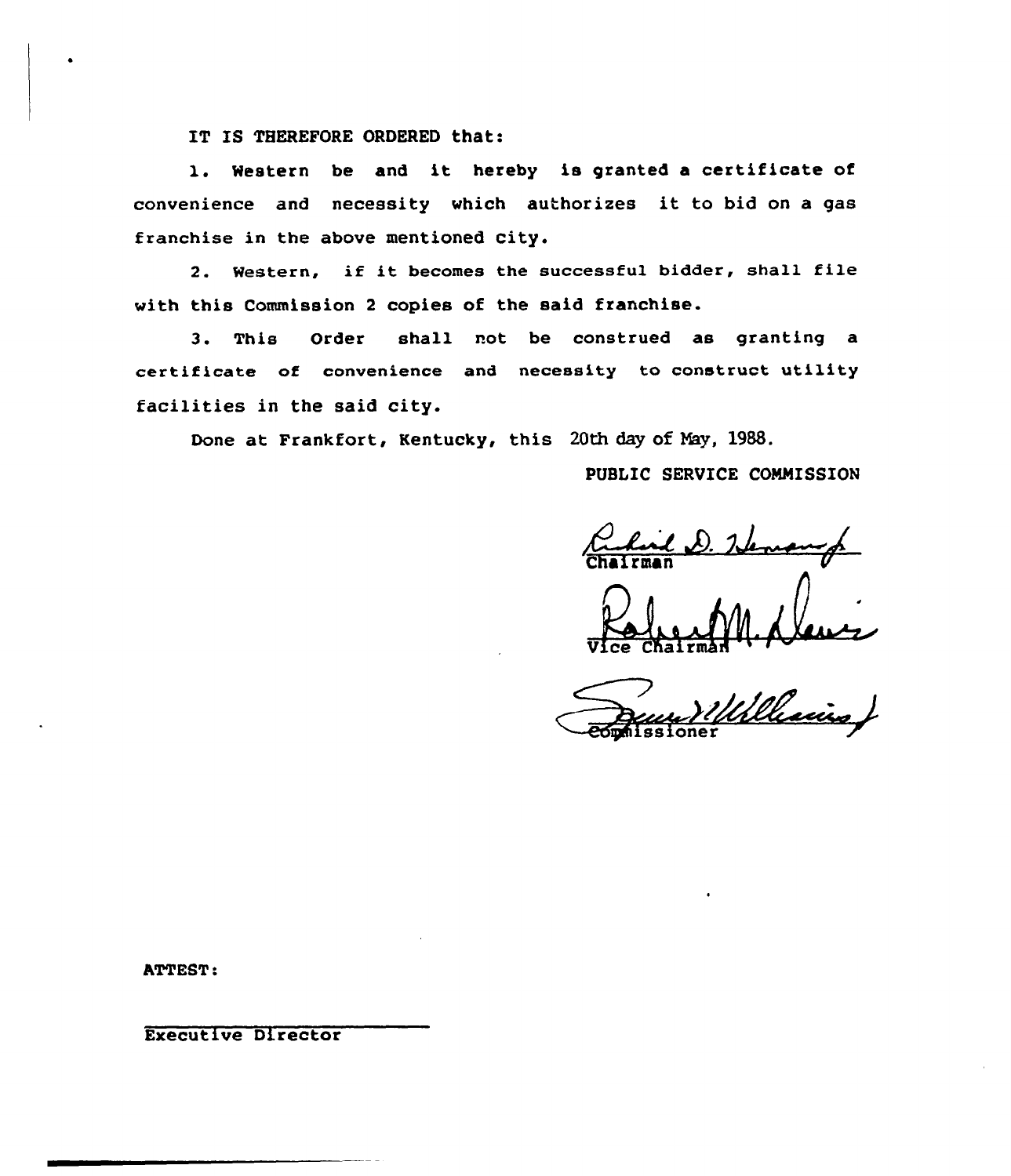IT IS THEREFORE ORDERED that:

1. Western be and it hereby is granted a certificate of convenience and necessity which authorizes it to bid on a gas franchise in the above mentioned city.

2. Western, if it becomes the successful bidder, shall file with this Commission 2 copies of the said franchise.

3. This Order shall not be construed as granting a certificate of convenience and necessity to construct utility facilities in the said city.

Done at Frankfort, Kentucky, this 20th day of May, 1988.

PUBLIC SERVICE COMMISSION

Chairman

Vice Chairman

Commissioner

ATTEST:

Executive Director